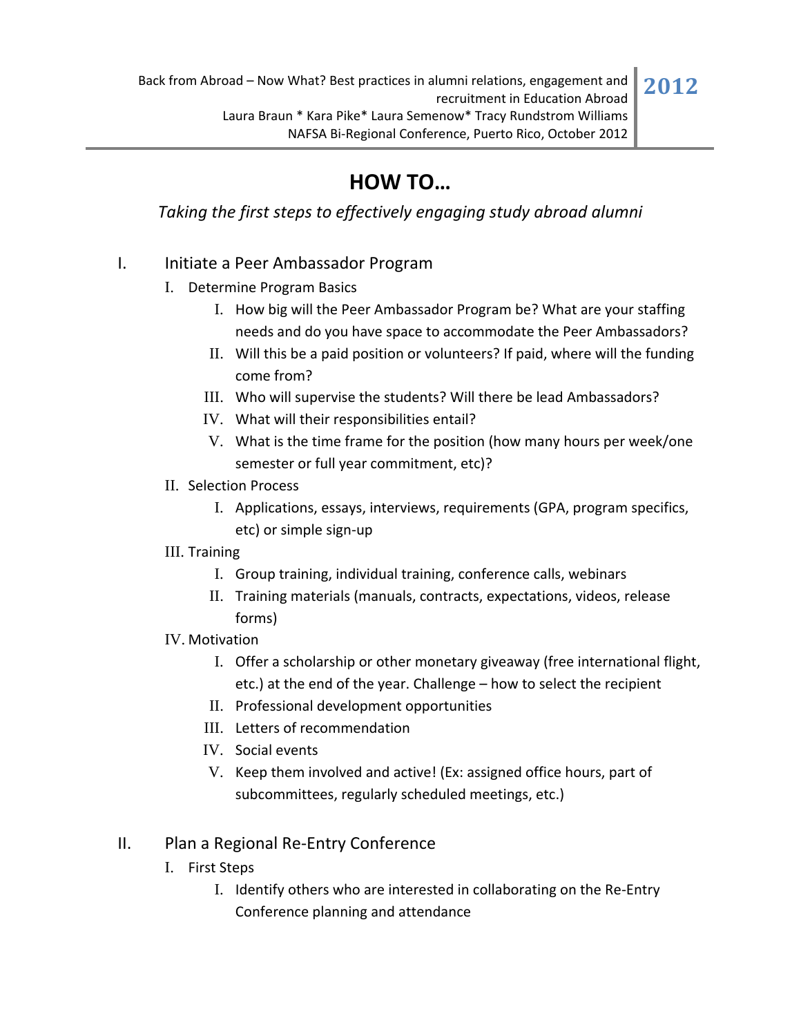# HOW TO…

*Taking the first steps to effectively engaging study abroad alumni*

I. Initiate a Peer Ambassador Program
   I. Determine Program Basics
      I. How big will the Peer Ambassador Program be? What are your staffing needs and do you have space to accommodate the Peer Ambassadors?
      II. Will this be a paid position or volunteers? If paid, where will the funding come from?
      III. Who will supervise the students? Will there be lead Ambassadors?
      IV. What will their responsibilities entail?
      V. What is the time frame for the position (how many hours per week/one semester or full year commitment, etc)?
   II. Selection Process
      I. Applications, essays, interviews, requirements (GPA, program specifics, etc) or simple sign-up
   III. Training
      I. Group training, individual training, conference calls, webinars
      II. Training materials (manuals, contracts, expectations, videos, release forms)
   IV. Motivation
      I. Offer a scholarship or other monetary giveaway (free international flight, etc.) at the end of the year. Challenge – how to select the recipient
      II. Professional development opportunities
      III. Letters of recommendation
      IV. Social events
      V. Keep them involved and active! (Ex: assigned office hours, part of subcommittees, regularly scheduled meetings, etc.)

II. Plan a Regional Re-Entry Conference
   I. First Steps
      I. Identify others who are interested in collaborating on the Re-Entry Conference planning and attendance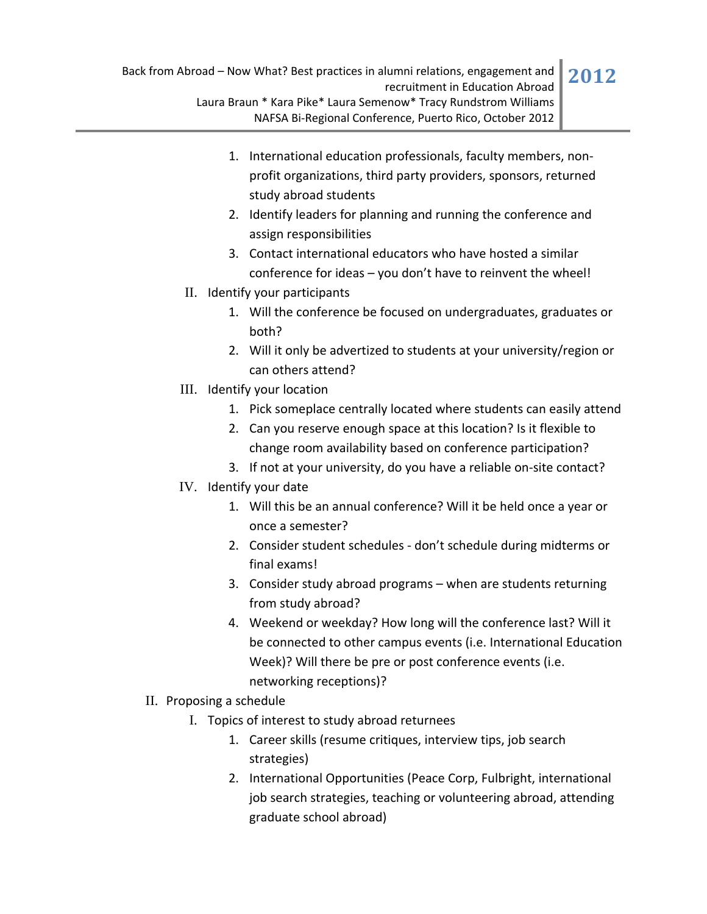1. International education professionals, faculty members, non-profit organizations, third party providers, sponsors, returned study abroad students
2. Identify leaders for planning and running the conference and assign responsibilities
3. Contact international educators who have hosted a similar conference for ideas – you don't have to reinvent the wheel!

II. Identify your participants
   1. Will the conference be focused on undergraduates, graduates or both?
   2. Will it only be advertized to students at your university/region or can others attend?

III. Identify your location
   1. Pick someplace centrally located where students can easily attend
   2. Can you reserve enough space at this location? Is it flexible to change room availability based on conference participation?
   3. If not at your university, do you have a reliable on-site contact?

IV. Identify your date
   1. Will this be an annual conference? Will it be held once a year or once a semester?
   2. Consider student schedules - don't schedule during midterms or final exams!
   3. Consider study abroad programs – when are students returning from study abroad?
   4. Weekend or weekday? How long will the conference last? Will it be connected to other campus events (i.e. International Education Week)? Will there be pre or post conference events (i.e. networking receptions)?

II. Proposing a schedule

   I. Topics of interest to study abroad returnees
      1. Career skills (resume critiques, interview tips, job search strategies)
      2. International Opportunities (Peace Corp, Fulbright, international job search strategies, teaching or volunteering abroad, attending graduate school abroad)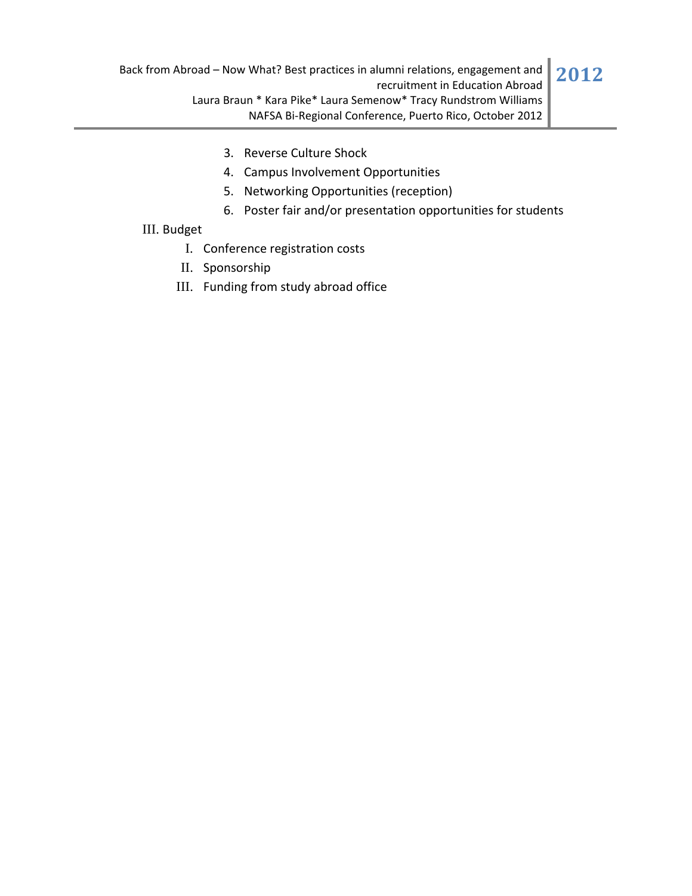3. Reverse Culture Shock
4. Campus Involvement Opportunities
5. Networking Opportunities (reception)
6. Poster fair and/or presentation opportunities for students

III. Budget

- I. Conference registration costs
- II. Sponsorship
- III. Funding from study abroad office